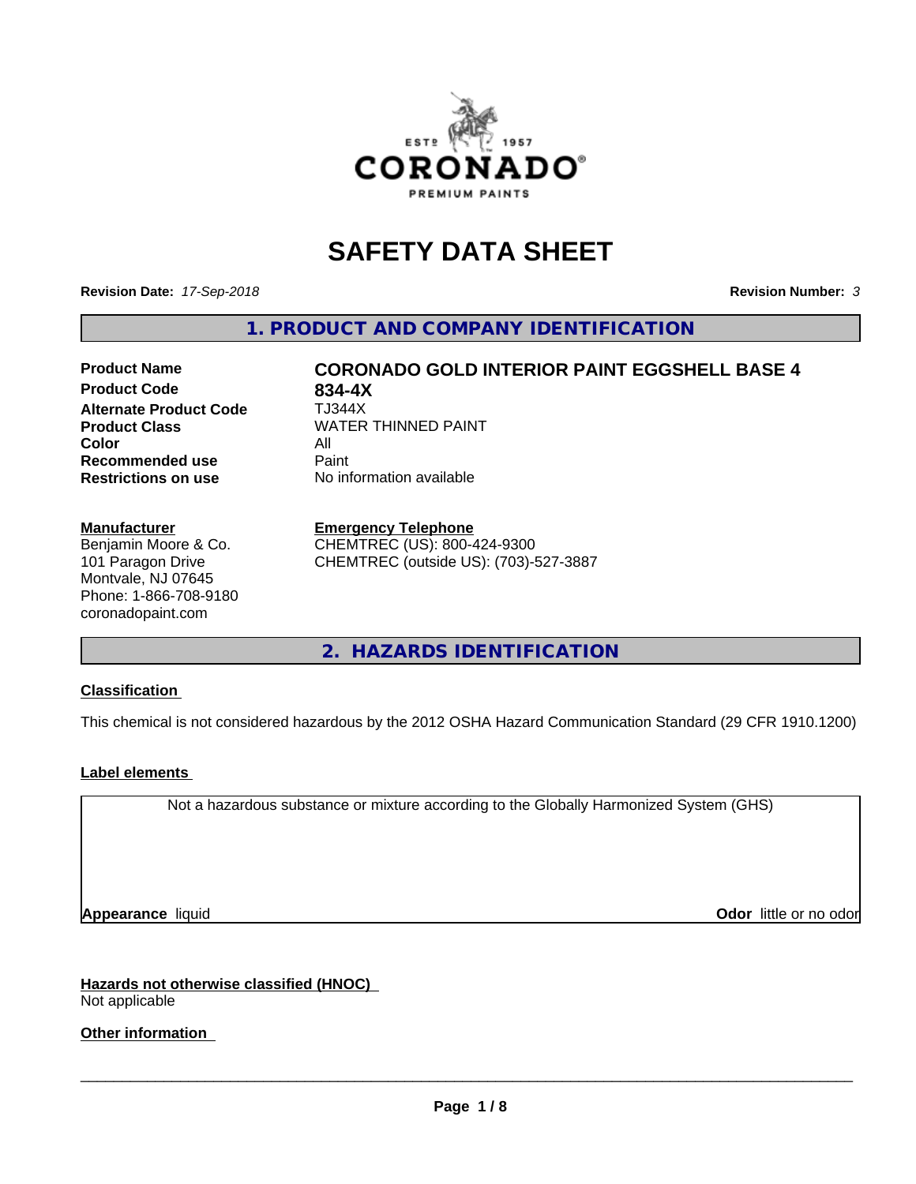# SAFETY DATA SHEET

**Revision Date:** *17-Sep-2018* **Revision Number:** *3*

## 1. PRODUCT AND COMPANY IDENTIFICATION

| | |
|---|---|
| **Product Name** | **CORONADO GOLD INTERIOR PAINT EGGSHELL BASE 4** |
| **Product Code** | **834-4X** |
| **Alternate Product Code** | TJ344X |
| **Product Class** | WATER THINNED PAINT |
| **Color** | All |
| **Recommended use** | Paint |
| **Restrictions on use** | No information available |

**Manufacturer**
Benjamin Moore & Co.
101 Paragon Drive
Montvale, NJ 07645
Phone: 1-866-708-9180
coronadopaint.com

**Emergency Telephone**
CHEMTREC (US): 800-424-9300
CHEMTREC (outside US): (703)-527-3887

## 2. HAZARDS IDENTIFICATION

### Classification

This chemical is not considered hazardous by the 2012 OSHA Hazard Communication Standard (29 CFR 1910.1200)

### Label elements

Not a hazardous substance or mixture according to the Globally Harmonized System (GHS)

**Appearance** liquid **Odor** little or no odor

### Hazards not otherwise classified (HNOC)

Not applicable

### Other information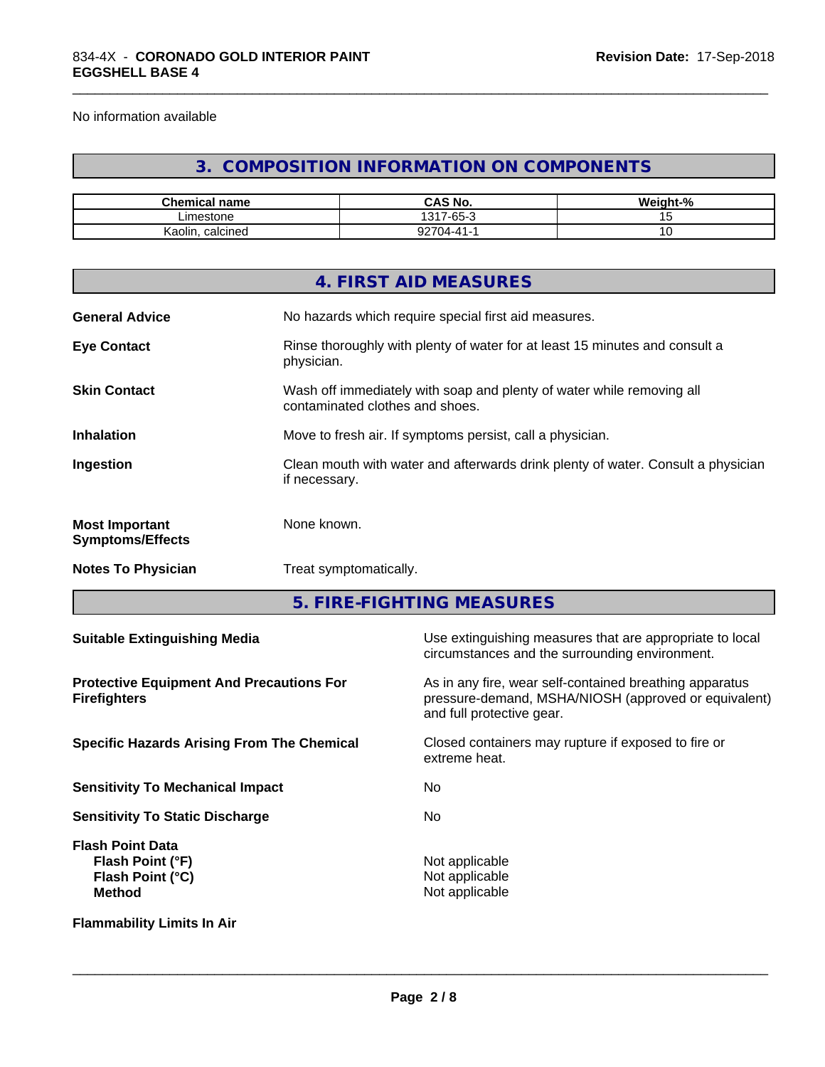No information available

## 3. COMPOSITION INFORMATION ON COMPONENTS

| Chemical name | CAS No. | Weight-% |
|---|---|---|
| Limestone | 1317-65-3 | 15 |
| Kaolin, calcined | 92704-41-1 | 10 |

## 4. FIRST AID MEASURES

**General Advice** No hazards which require special first aid measures.

**Eye Contact** Rinse thoroughly with plenty of water for at least 15 minutes and consult a physician.

**Skin Contact** Wash off immediately with soap and plenty of water while removing all contaminated clothes and shoes.

**Inhalation** Move to fresh air. If symptoms persist, call a physician.

**Ingestion** Clean mouth with water and afterwards drink plenty of water. Consult a physician if necessary.

**Most Important Symptoms/Effects** None known.

**Notes To Physician** Treat symptomatically.

## 5. FIRE-FIGHTING MEASURES

**Suitable Extinguishing Media** Use extinguishing measures that are appropriate to local circumstances and the surrounding environment.

**Protective Equipment And Precautions For Firefighters** As in any fire, wear self-contained breathing apparatus pressure-demand, MSHA/NIOSH (approved or equivalent) and full protective gear.

**Specific Hazards Arising From The Chemical** Closed containers may rupture if exposed to fire or extreme heat.

**Sensitivity To Mechanical Impact** No

**Sensitivity To Static Discharge** No

**Flash Point Data**
**Flash Point (°F)** Not applicable
**Flash Point (°C)** Not applicable
**Method** Not applicable

**Flammability Limits In Air**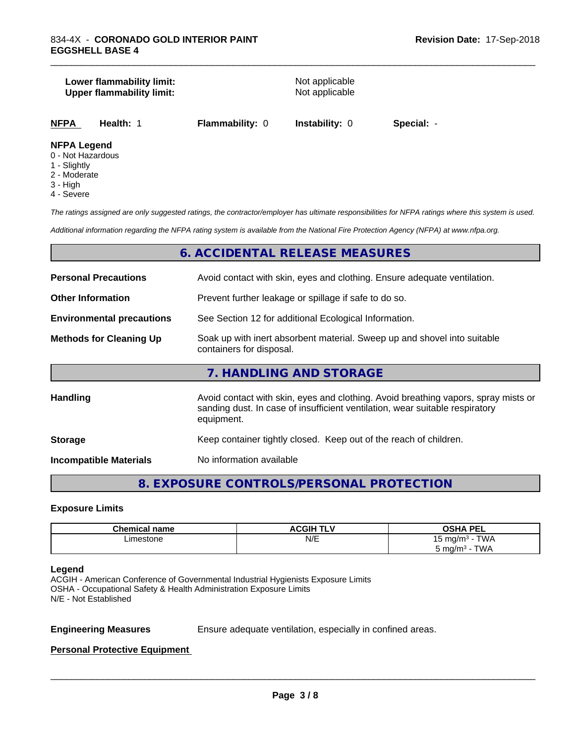**Lower flammability limit:** Not applicable
**Upper flammability limit:** Not applicable

| **NFPA** | **Health:** 1 | **Flammability:** 0 | **Instability:** 0 | **Special:** - |
|---|---|---|---|---|

**NFPA Legend**
0 - Not Hazardous
1 - Slightly
2 - Moderate
3 - High
4 - Severe

*The ratings assigned are only suggested ratings, the contractor/employer has ultimate responsibilities for NFPA ratings where this system is used.*

*Additional information regarding the NFPA rating system is available from the National Fire Protection Agency (NFPA) at www.nfpa.org.*

## 6. ACCIDENTAL RELEASE MEASURES

**Personal Precautions** Avoid contact with skin, eyes and clothing. Ensure adequate ventilation.

**Other Information** Prevent further leakage or spillage if safe to do so.

**Environmental precautions** See Section 12 for additional Ecological Information.

**Methods for Cleaning Up** Soak up with inert absorbent material. Sweep up and shovel into suitable containers for disposal.

## 7. HANDLING AND STORAGE

**Handling** Avoid contact with skin, eyes and clothing. Avoid breathing vapors, spray mists or sanding dust. In case of insufficient ventilation, wear suitable respiratory equipment.

**Storage** Keep container tightly closed. Keep out of the reach of children.

**Incompatible Materials** No information available

## 8. EXPOSURE CONTROLS/PERSONAL PROTECTION

### Exposure Limits

| Chemical name | ACGIH TLV | OSHA PEL |
|---|---|---|
| Limestone | N/E | 15 mg/m$^3$ - TWA<br>5 mg/m$^3$ - TWA |

**Legend**
ACGIH - American Conference of Governmental Industrial Hygienists Exposure Limits
OSHA - Occupational Safety & Health Administration Exposure Limits
N/E - Not Established

**Engineering Measures** Ensure adequate ventilation, especially in confined areas.

**Personal Protective Equipment**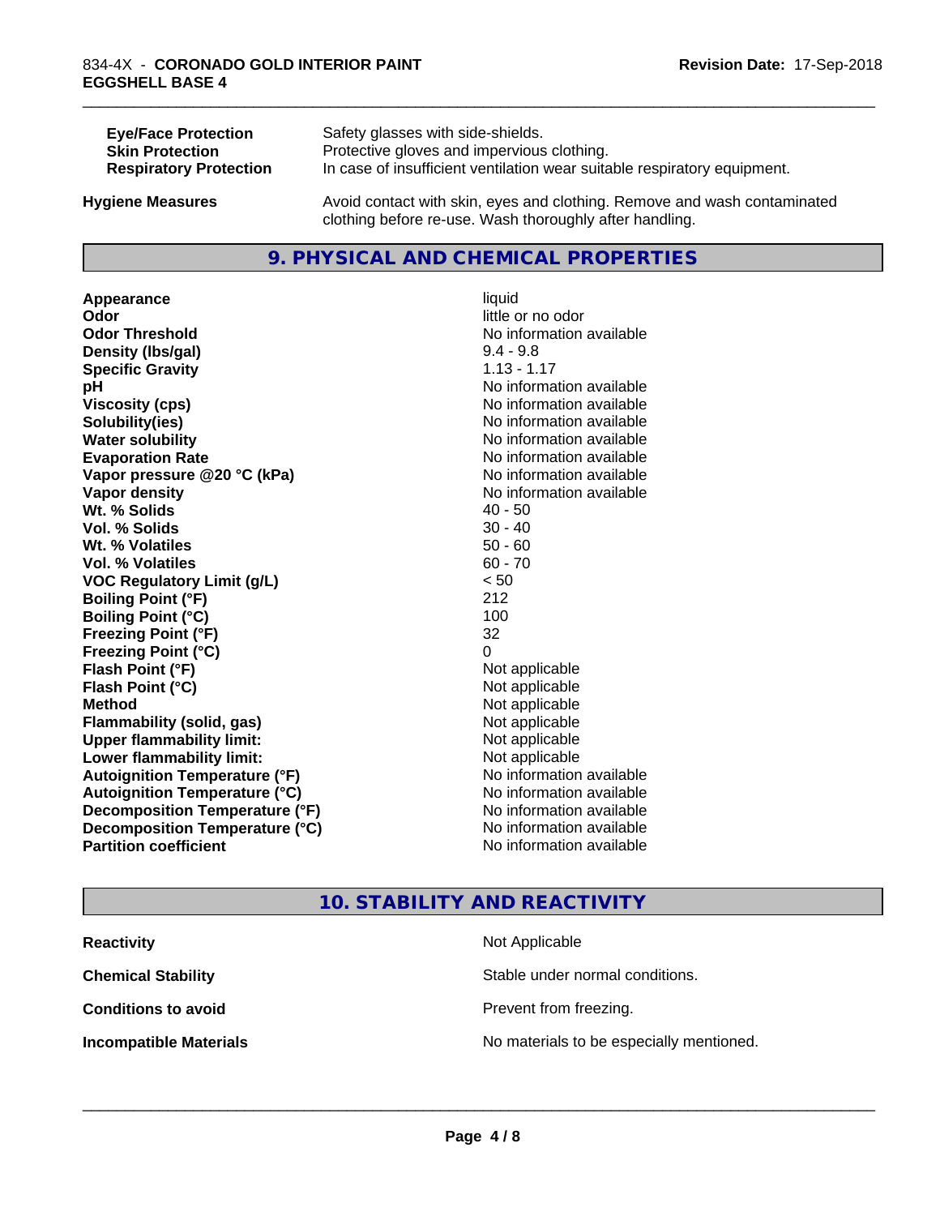| | |
|---|---|
| **Eye/Face Protection** | Safety glasses with side-shields. |
| **Skin Protection** | Protective gloves and impervious clothing. |
| **Respiratory Protection** | In case of insufficient ventilation wear suitable respiratory equipment. |

| | |
|---|---|
| **Hygiene Measures** | Avoid contact with skin, eyes and clothing. Remove and wash contaminated clothing before re-use. Wash thoroughly after handling. |

## 9. PHYSICAL AND CHEMICAL PROPERTIES

| | |
|---|---|
| **Appearance** | liquid |
| **Odor** | little or no odor |
| **Odor Threshold** | No information available |
| **Density (lbs/gal)** | 9.4 - 9.8 |
| **Specific Gravity** | 1.13 - 1.17 |
| **pH** | No information available |
| **Viscosity (cps)** | No information available |
| **Solubility(ies)** | No information available |
| **Water solubility** | No information available |
| **Evaporation Rate** | No information available |
| **Vapor pressure @20 °C (kPa)** | No information available |
| **Vapor density** | No information available |
| **Wt. % Solids** | 40 - 50 |
| **Vol. % Solids** | 30 - 40 |
| **Wt. % Volatiles** | 50 - 60 |
| **Vol. % Volatiles** | 60 - 70 |
| **VOC Regulatory Limit (g/L)** | < 50 |
| **Boiling Point (°F)** | 212 |
| **Boiling Point (°C)** | 100 |
| **Freezing Point (°F)** | 32 |
| **Freezing Point (°C)** | 0 |
| **Flash Point (°F)** | Not applicable |
| **Flash Point (°C)** | Not applicable |
| **Method** | Not applicable |
| **Flammability (solid, gas)** | Not applicable |
| **Upper flammability limit:** | Not applicable |
| **Lower flammability limit:** | Not applicable |
| **Autoignition Temperature (°F)** | No information available |
| **Autoignition Temperature (°C)** | No information available |
| **Decomposition Temperature (°F)** | No information available |
| **Decomposition Temperature (°C)** | No information available |
| **Partition coefficient** | No information available |

## 10. STABILITY AND REACTIVITY

| | |
|---|---|
| **Reactivity** | Not Applicable |
| **Chemical Stability** | Stable under normal conditions. |
| **Conditions to avoid** | Prevent from freezing. |
| **Incompatible Materials** | No materials to be especially mentioned. |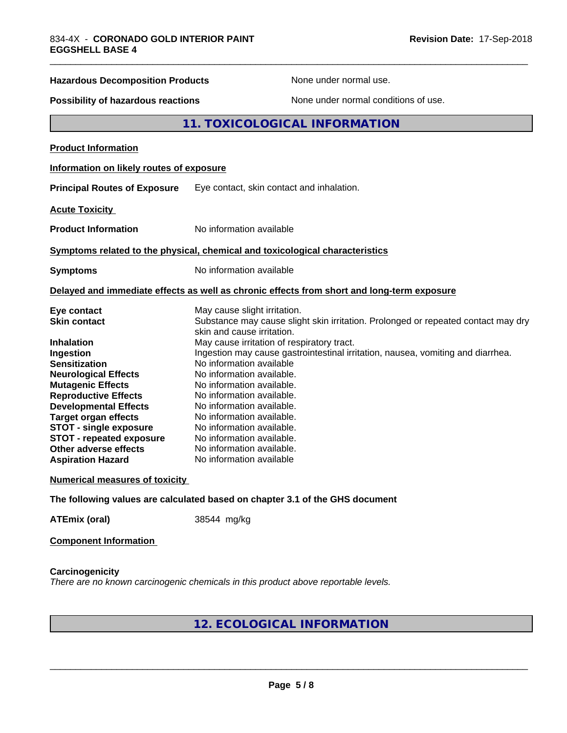| | |
|---|---|
| **Hazardous Decomposition Products** | None under normal use. |
| **Possibility of hazardous reactions** | None under normal conditions of use. |

## 11. TOXICOLOGICAL INFORMATION

**Product Information**

**Information on likely routes of exposure**

**Principal Routes of Exposure** Eye contact, skin contact and inhalation.

**Acute Toxicity**

**Product Information** No information available

**Symptoms related to the physical, chemical and toxicological characteristics**

**Symptoms** No information available

**Delayed and immediate effects as well as chronic effects from short and long-term exposure**

| | |
|---|---|
| **Eye contact** | May cause slight irritation. |
| **Skin contact** | Substance may cause slight skin irritation. Prolonged or repeated contact may dry skin and cause irritation. |
| **Inhalation** | May cause irritation of respiratory tract. |
| **Ingestion** | Ingestion may cause gastrointestinal irritation, nausea, vomiting and diarrhea. |
| **Sensitization** | No information available |
| **Neurological Effects** | No information available. |
| **Mutagenic Effects** | No information available. |
| **Reproductive Effects** | No information available. |
| **Developmental Effects** | No information available. |
| **Target organ effects** | No information available. |
| **STOT - single exposure** | No information available. |
| **STOT - repeated exposure** | No information available. |
| **Other adverse effects** | No information available. |
| **Aspiration Hazard** | No information available |

**Numerical measures of toxicity**

**The following values are calculated based on chapter 3.1 of the GHS document**

**ATEmix (oral)** 38544 mg/kg

**Component Information**

**Carcinogenicity**

*There are no known carcinogenic chemicals in this product above reportable levels.*

## 12. ECOLOGICAL INFORMATION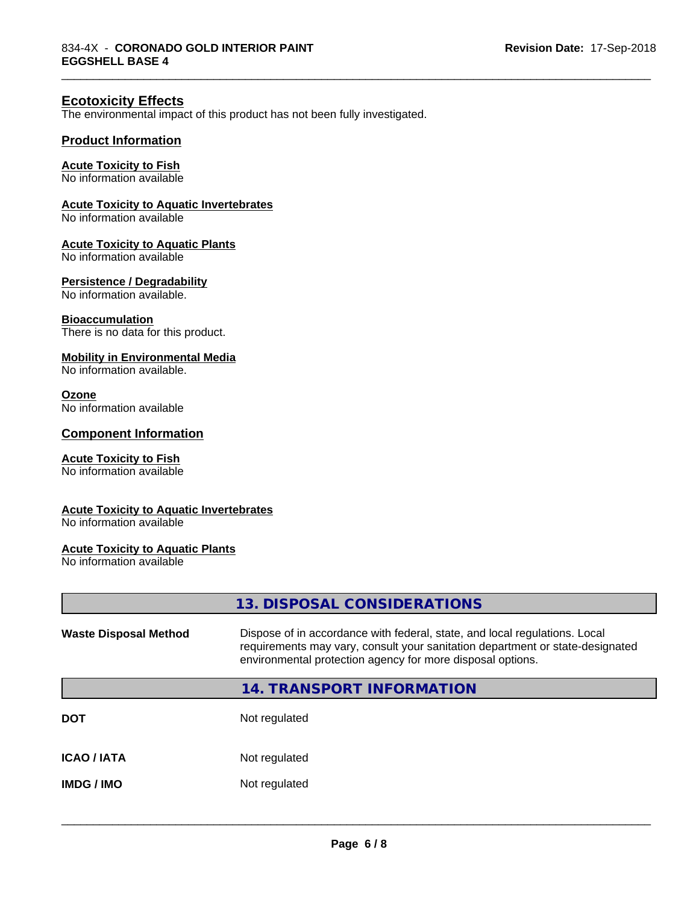## Ecotoxicity Effects

The environmental impact of this product has not been fully investigated.

### Product Information

**Acute Toxicity to Fish**
No information available

**Acute Toxicity to Aquatic Invertebrates**
No information available

**Acute Toxicity to Aquatic Plants**
No information available

**Persistence / Degradability**
No information available.

**Bioaccumulation**
There is no data for this product.

**Mobility in Environmental Media**
No information available.

**Ozone**
No information available

### Component Information

**Acute Toxicity to Fish**
No information available

**Acute Toxicity to Aquatic Invertebrates**
No information available

**Acute Toxicity to Aquatic Plants**
No information available

## 13. DISPOSAL CONSIDERATIONS

| | |
|---|---|
| **Waste Disposal Method** | Dispose of in accordance with federal, state, and local regulations. Local requirements may vary, consult your sanitation department or state-designated environmental protection agency for more disposal options. |

## 14. TRANSPORT INFORMATION

| | |
|---|---|
| **DOT** | Not regulated |
| **ICAO / IATA** | Not regulated |
| **IMDG / IMO** | Not regulated |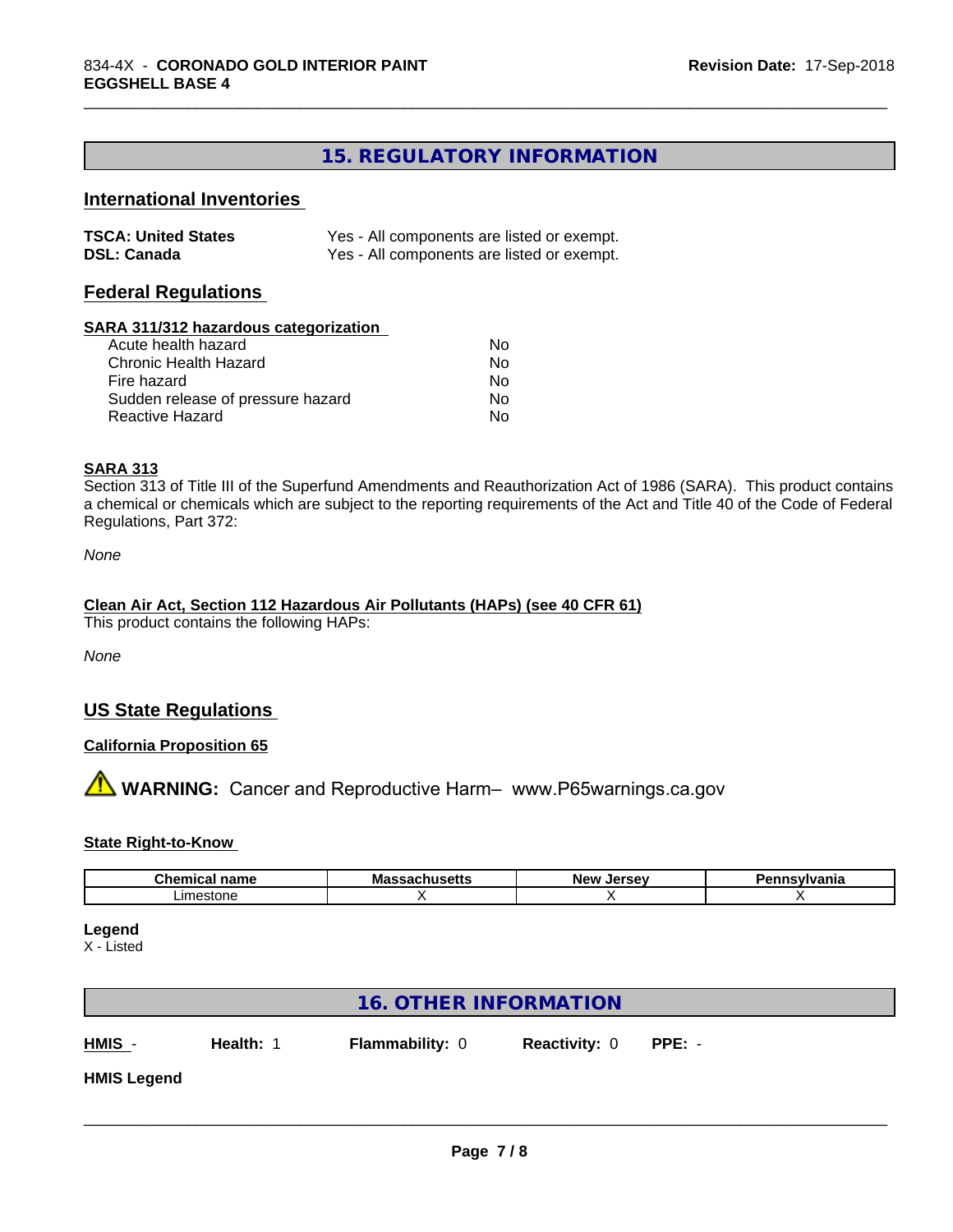## 15. REGULATORY INFORMATION

### International Inventories

**TSCA: United States** Yes - All components are listed or exempt.
**DSL: Canada** Yes - All components are listed or exempt.

### Federal Regulations

**SARA 311/312 hazardous categorization**

| | |
|---|---|
| Acute health hazard | No |
| Chronic Health Hazard | No |
| Fire hazard | No |
| Sudden release of pressure hazard | No |
| Reactive Hazard | No |

**SARA 313**

Section 313 of Title III of the Superfund Amendments and Reauthorization Act of 1986 (SARA). This product contains a chemical or chemicals which are subject to the reporting requirements of the Act and Title 40 of the Code of Federal Regulations, Part 372:

*None*

**Clean Air Act, Section 112 Hazardous Air Pollutants (HAPs) (see 40 CFR 61)**

This product contains the following HAPs:

*None*

### US State Regulations

**California Proposition 65**

⚠ **WARNING:** Cancer and Reproductive Harm– www.P65warnings.ca.gov

**State Right-to-Know**

| Chemical name | Massachusetts | New Jersey | Pennsylvania |
|---|---|---|---|
| Limestone | X | X | X |

**Legend**

X - Listed

## 16. OTHER INFORMATION

**HMIS** - **Health:** 1 **Flammability:** 0 **Reactivity:** 0 **PPE:** -

**HMIS Legend**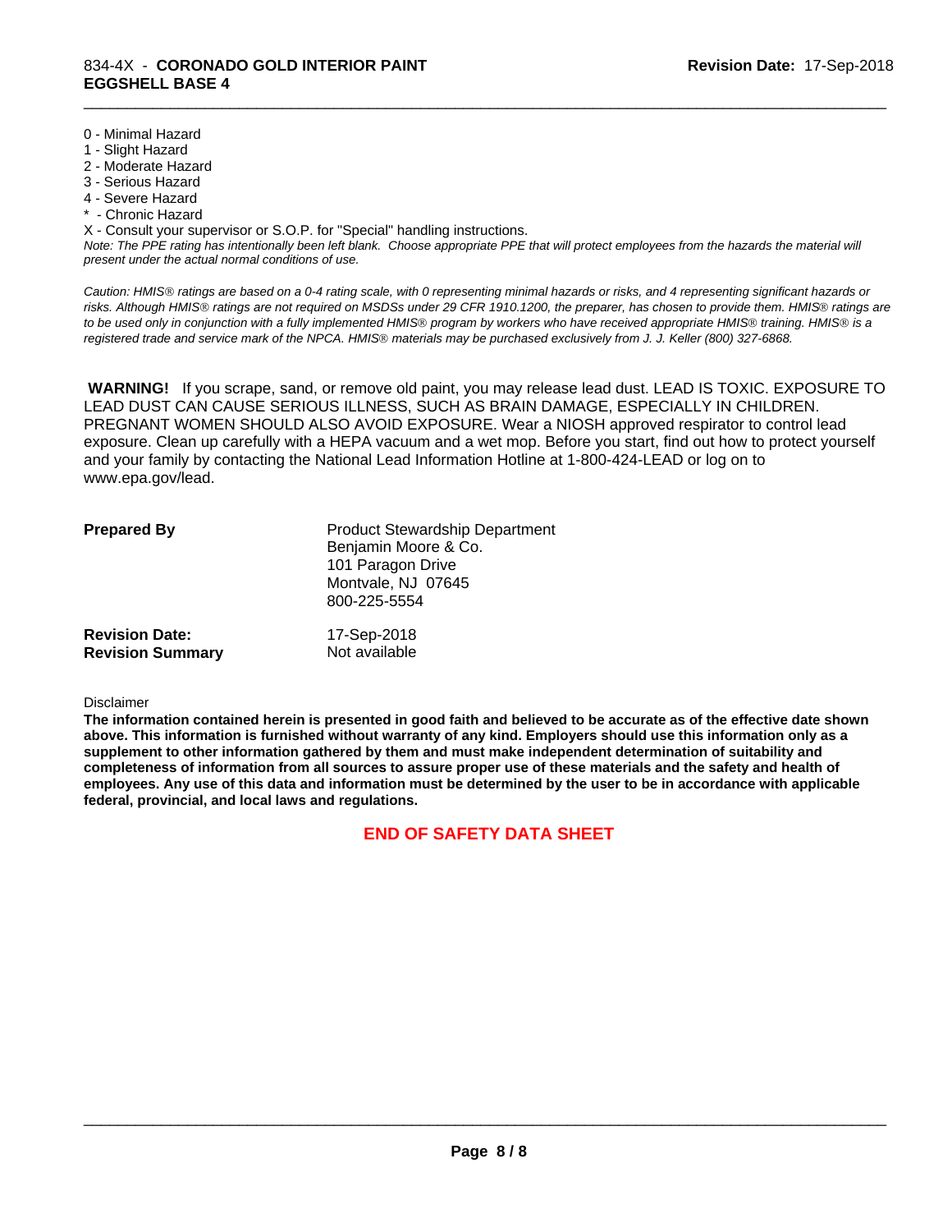0 - Minimal Hazard
1 - Slight Hazard
2 - Moderate Hazard
3 - Serious Hazard
4 - Severe Hazard
* - Chronic Hazard
X - Consult your supervisor or S.O.P. for "Special" handling instructions.

*Note: The PPE rating has intentionally been left blank. Choose appropriate PPE that will protect employees from the hazards the material will present under the actual normal conditions of use.*

*Caution: HMIS® ratings are based on a 0-4 rating scale, with 0 representing minimal hazards or risks, and 4 representing significant hazards or risks. Although HMIS® ratings are not required on MSDSs under 29 CFR 1910.1200, the preparer, has chosen to provide them. HMIS® ratings are to be used only in conjunction with a fully implemented HMIS® program by workers who have received appropriate HMIS® training. HMIS® is a registered trade and service mark of the NPCA. HMIS® materials may be purchased exclusively from J. J. Keller (800) 327-6868.*

**WARNING!** If you scrape, sand, or remove old paint, you may release lead dust. LEAD IS TOXIC. EXPOSURE TO LEAD DUST CAN CAUSE SERIOUS ILLNESS, SUCH AS BRAIN DAMAGE, ESPECIALLY IN CHILDREN. PREGNANT WOMEN SHOULD ALSO AVOID EXPOSURE. Wear a NIOSH approved respirator to control lead exposure. Clean up carefully with a HEPA vacuum and a wet mop. Before you start, find out how to protect yourself and your family by contacting the National Lead Information Hotline at 1-800-424-LEAD or log on to www.epa.gov/lead.

| | |
|---|---|
| **Prepared By** | Product Stewardship Department<br>Benjamin Moore & Co.<br>101 Paragon Drive<br>Montvale, NJ 07645<br>800-225-5554 |
| **Revision Date:** | 17-Sep-2018 |
| **Revision Summary** | Not available |

Disclaimer

**The information contained herein is presented in good faith and believed to be accurate as of the effective date shown above. This information is furnished without warranty of any kind. Employers should use this information only as a supplement to other information gathered by them and must make independent determination of suitability and completeness of information from all sources to assure proper use of these materials and the safety and health of employees. Any use of this data and information must be determined by the user to be in accordance with applicable federal, provincial, and local laws and regulations.**

**END OF SAFETY DATA SHEET**